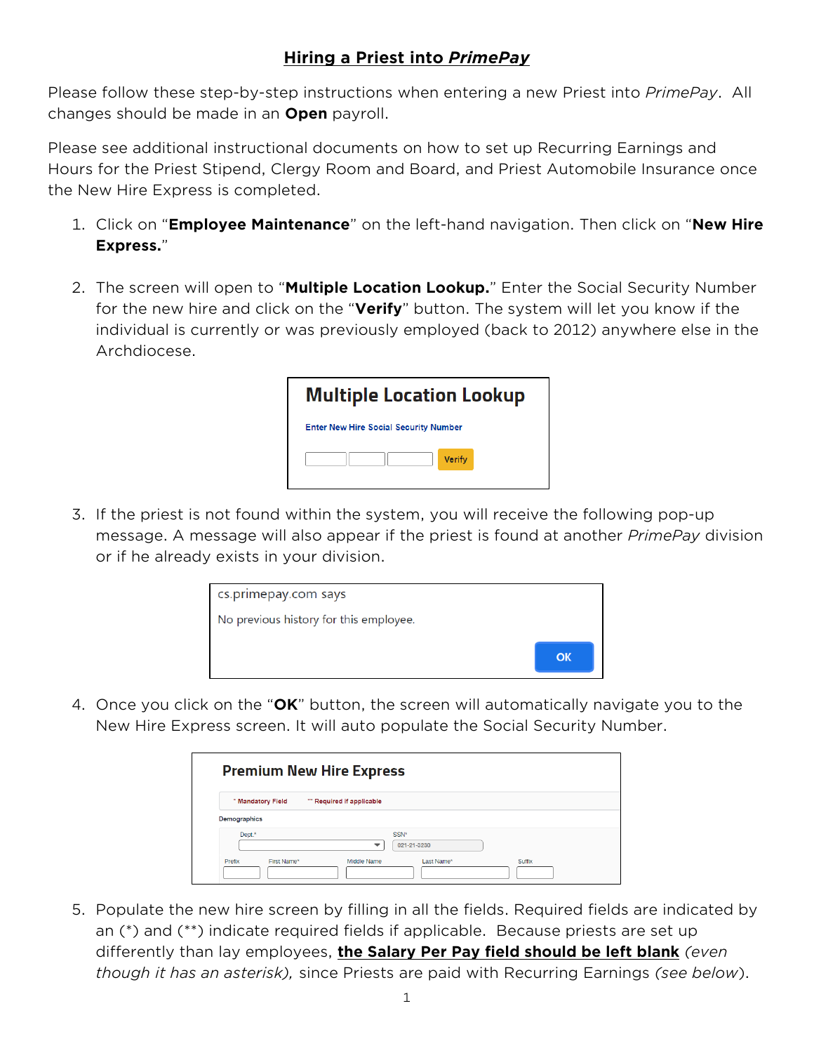# Hiring a Priest into *PrimePay*

Please follow these step-by-step instructions when entering a new Priest into *PrimePay*. All changes should be made in an **Open** payroll.

Please see additional instructional documents on how to set up Recurring Earnings and Hours for the Priest Stipend, Clergy Room and Board, and Priest Automobile Insurance once the New Hire Express is completed.

1. Click on "**Employee Maintenance**" on the left-hand navigation. Then click on "**New Hire Express.**"

2. The screen will open to "**Multiple Location Lookup.**" Enter the Social Security Number for the new hire and click on the "**Verify**" button. The system will let you know if the individual is currently or was previously employed (back to 2012) anywhere else in the Archdiocese.

   **Multiple Location Lookup**

   Enter New Hire Social Security Number

   Verify

3. If the priest is not found within the system, you will receive the following pop-up message. A message will also appear if the priest is found at another *PrimePay* division or if he already exists in your division.

   cs.primepay.com says

   No previous history for this employee.

   OK

4. Once you click on the "**OK**" button, the screen will automatically navigate you to the New Hire Express screen. It will auto populate the Social Security Number.

   **Premium New Hire Express**

   * Mandatory Field ** Required if applicable

   Demographics

   Dept.* SSN* 021-21-3230

   Prefix First Name* Middle Name Last Name* Suffix

5. Populate the new hire screen by filling in all the fields. Required fields are indicated by an (*) and (**) indicate required fields if applicable. Because priests are set up differently than lay employees, **the Salary Per Pay field should be left blank** *(even though it has an asterisk),* since Priests are paid with Recurring Earnings *(see below)*.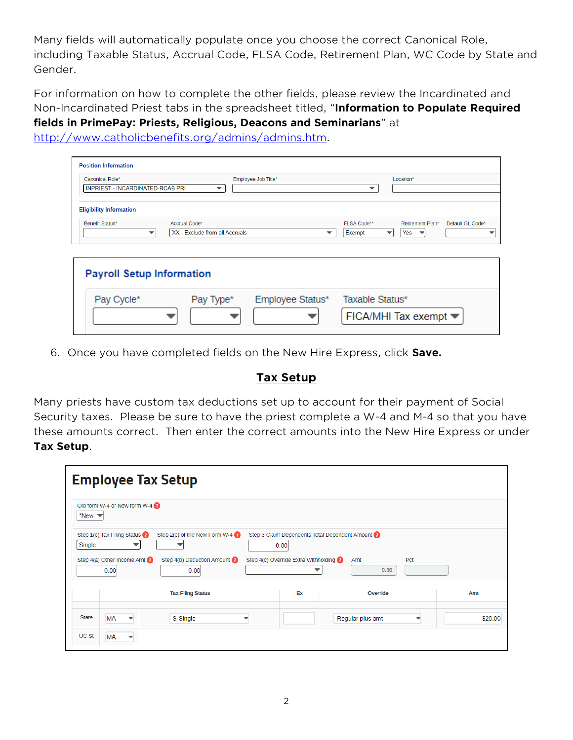Many fields will automatically populate once you choose the correct Canonical Role, including Taxable Status, Accrual Code, FLSA Code, Retirement Plan, WC Code by State and Gender.

For information on how to complete the other fields, please review the Incardinated and Non-Incardinated Priest tabs in the spreadsheet titled, "**Information to Populate Required fields in PrimePay: Priests, Religious, Deacons and Seminarians**" at http://www.catholicbenefits.org/admins/admins.htm.

6. Once you have completed fields on the New Hire Express, click **Save.**

## Tax Setup

Many priests have custom tax deductions set up to account for their payment of Social Security taxes. Please be sure to have the priest complete a W-4 and M-4 so that you have these amounts correct. Then enter the correct amounts into the New Hire Express or under **Tax Setup**.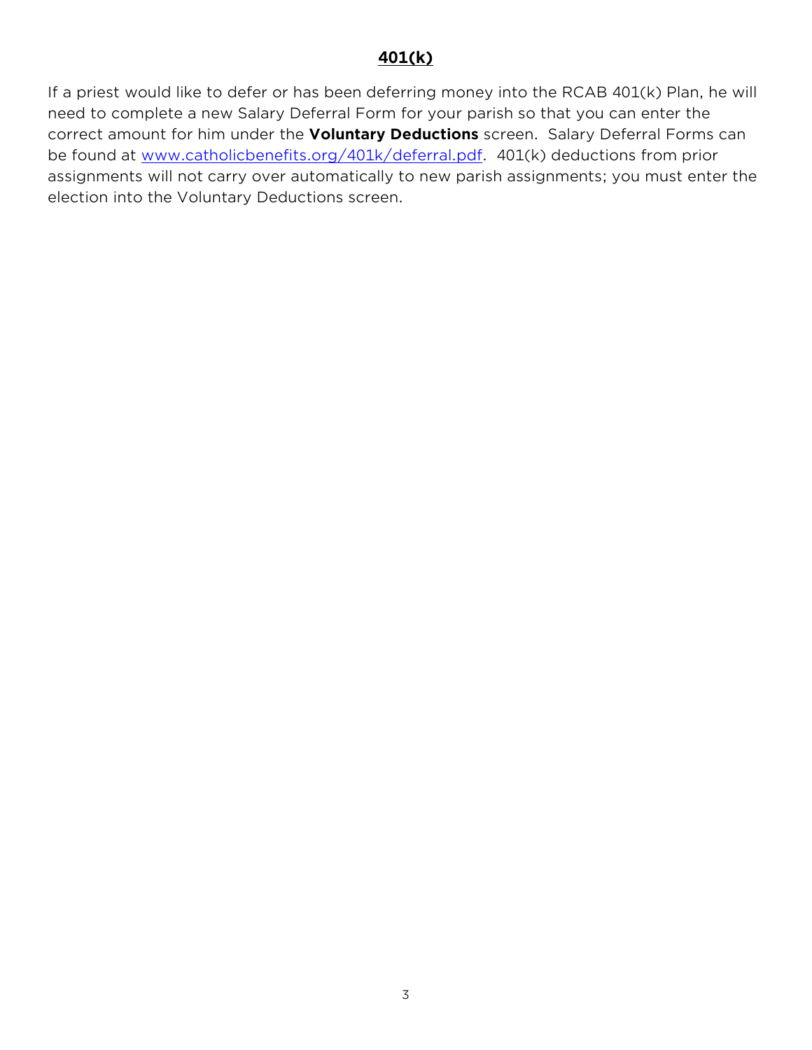## 401(k)

If a priest would like to defer or has been deferring money into the RCAB 401(k) Plan, he will need to complete a new Salary Deferral Form for your parish so that you can enter the correct amount for him under the **Voluntary Deductions** screen. Salary Deferral Forms can be found at [www.catholicbenefits.org/401k/deferral.pdf](www.catholicbenefits.org/401k/deferral.pdf). 401(k) deductions from prior assignments will not carry over automatically to new parish assignments; you must enter the election into the Voluntary Deductions screen.